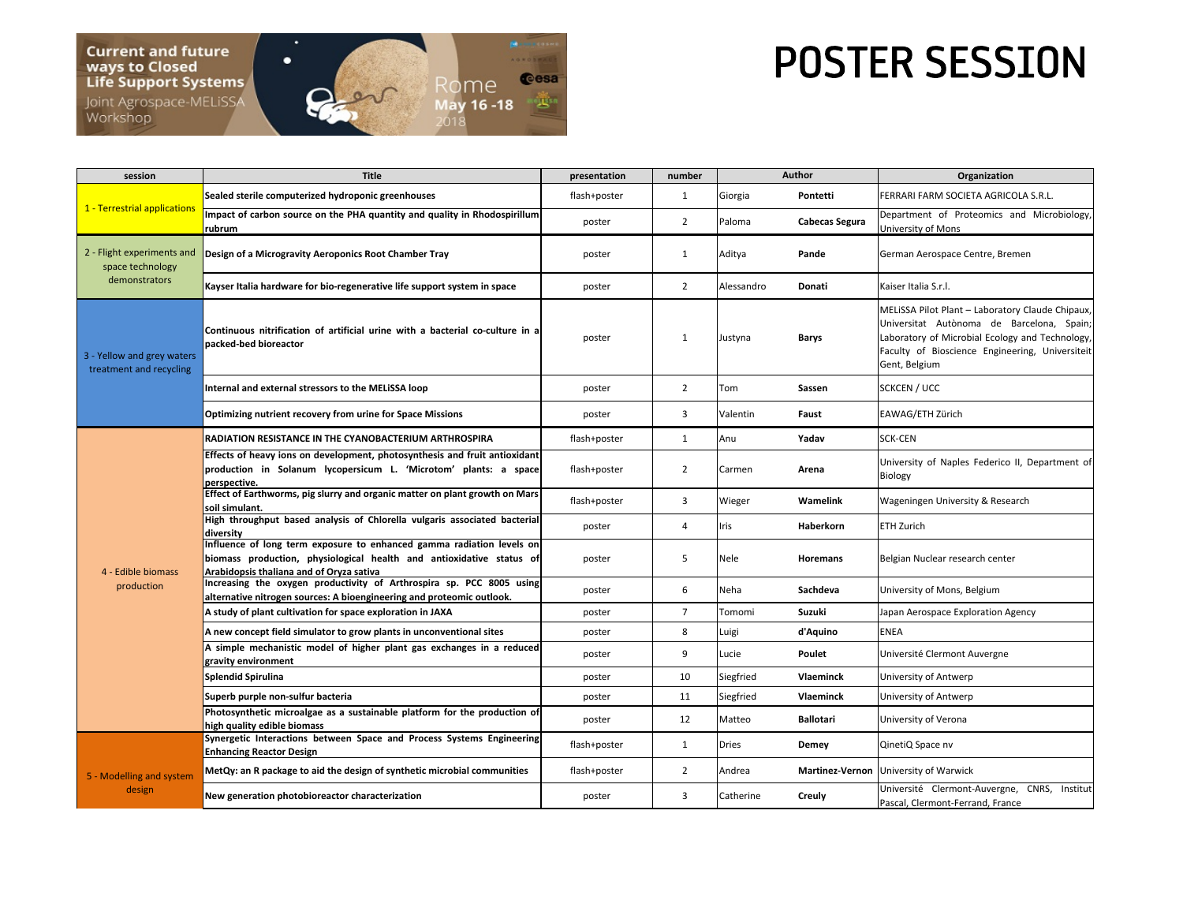Current and future ways to Closed Life Support Systems
Joint Agrospace-MELiSSA Workshop
Rome May 16 -18 2018

# POSTER SESSION

| session | Title | presentation | number | Author | | Organization |
|---|---|---|---|---|---|---|
| 1 - Terrestrial applications | Sealed sterile computerized hydroponic greenhouses | flash+poster | 1 | Giorgia | Pontetti | FERRARI FARM SOCIETA AGRICOLA S.R.L. |
| | Impact of carbon source on the PHA quantity and quality in Rhodospirillum rubrum | poster | 2 | Paloma | Cabecas Segura | Department of Proteomics and Microbiology, University of Mons |
| 2 - Flight experiments and space technology demonstrators | Design of a Microgravity Aeroponics Root Chamber Tray | poster | 1 | Aditya | Pande | German Aerospace Centre, Bremen |
| | Kayser Italia hardware for bio-regenerative life support system in space | poster | 2 | Alessandro | Donati | Kaiser Italia S.r.l. |
| 3 - Yellow and grey waters treatment and recycling | Continuous nitrification of artificial urine with a bacterial co-culture in a packed-bed bioreactor | poster | 1 | Justyna | Barys | MELiSSA Pilot Plant – Laboratory Claude Chipaux, Universitat Autònoma de Barcelona, Spain; Laboratory of Microbial Ecology and Technology, Faculty of Bioscience Engineering, Universiteit Gent, Belgium |
| | Internal and external stressors to the MELiSSA loop | poster | 2 | Tom | Sassen | SCKCEN / UCC |
| | Optimizing nutrient recovery from urine for Space Missions | poster | 3 | Valentin | Faust | EAWAG/ETH Zürich |
| 4 - Edible biomass production | RADIATION RESISTANCE IN THE CYANOBACTERIUM ARTHROSPIRA | flash+poster | 1 | Anu | Yadav | SCK-CEN |
| | Effects of heavy ions on development, photosynthesis and fruit antioxidant production in Solanum lycopersicum L. 'Microtom' plants: a space perspective. | flash+poster | 2 | Carmen | Arena | University of Naples Federico II, Department of Biology |
| | Effect of Earthworms, pig slurry and organic matter on plant growth on Mars soil simulant. | flash+poster | 3 | Wieger | Wamelink | Wageningen University & Research |
| | High throughput based analysis of Chlorella vulgaris associated bacterial diversity | poster | 4 | Iris | Haberkorn | ETH Zurich |
| | Influence of long term exposure to enhanced gamma radiation levels on biomass production, physiological health and antioxidative status of Arabidopsis thaliana and of Oryza sativa | poster | 5 | Nele | Horemans | Belgian Nuclear research center |
| | Increasing the oxygen productivity of Arthrospira sp. PCC 8005 using alternative nitrogen sources: A bioengineering and proteomic outlook. | poster | 6 | Neha | Sachdeva | University of Mons, Belgium |
| | A study of plant cultivation for space exploration in JAXA | poster | 7 | Tomomi | Suzuki | Japan Aerospace Exploration Agency |
| | A new concept field simulator to grow plants in unconventional sites | poster | 8 | Luigi | d'Aquino | ENEA |
| | A simple mechanistic model of higher plant gas exchanges in a reduced gravity environment | poster | 9 | Lucie | Poulet | Université Clermont Auvergne |
| | Splendid Spirulina | poster | 10 | Siegfried | Vlaeminck | University of Antwerp |
| | Superb purple non-sulfur bacteria | poster | 11 | Siegfried | Vlaeminck | University of Antwerp |
| | Photosynthetic microalgae as a sustainable platform for the production of high quality edible biomass | poster | 12 | Matteo | Ballotari | University of Verona |
| 5 - Modelling and system design | Synergetic Interactions between Space and Process Systems Engineering Enhancing Reactor Design | flash+poster | 1 | Dries | Demey | QinetiQ Space nv |
| | MetQy: an R package to aid the design of synthetic microbial communities | flash+poster | 2 | Andrea | Martinez-Vernon | University of Warwick |
| | New generation photobioreactor characterization | poster | 3 | Catherine | Creuly | Université Clermont-Auvergne, CNRS, Institut Pascal, Clermont-Ferrand, France |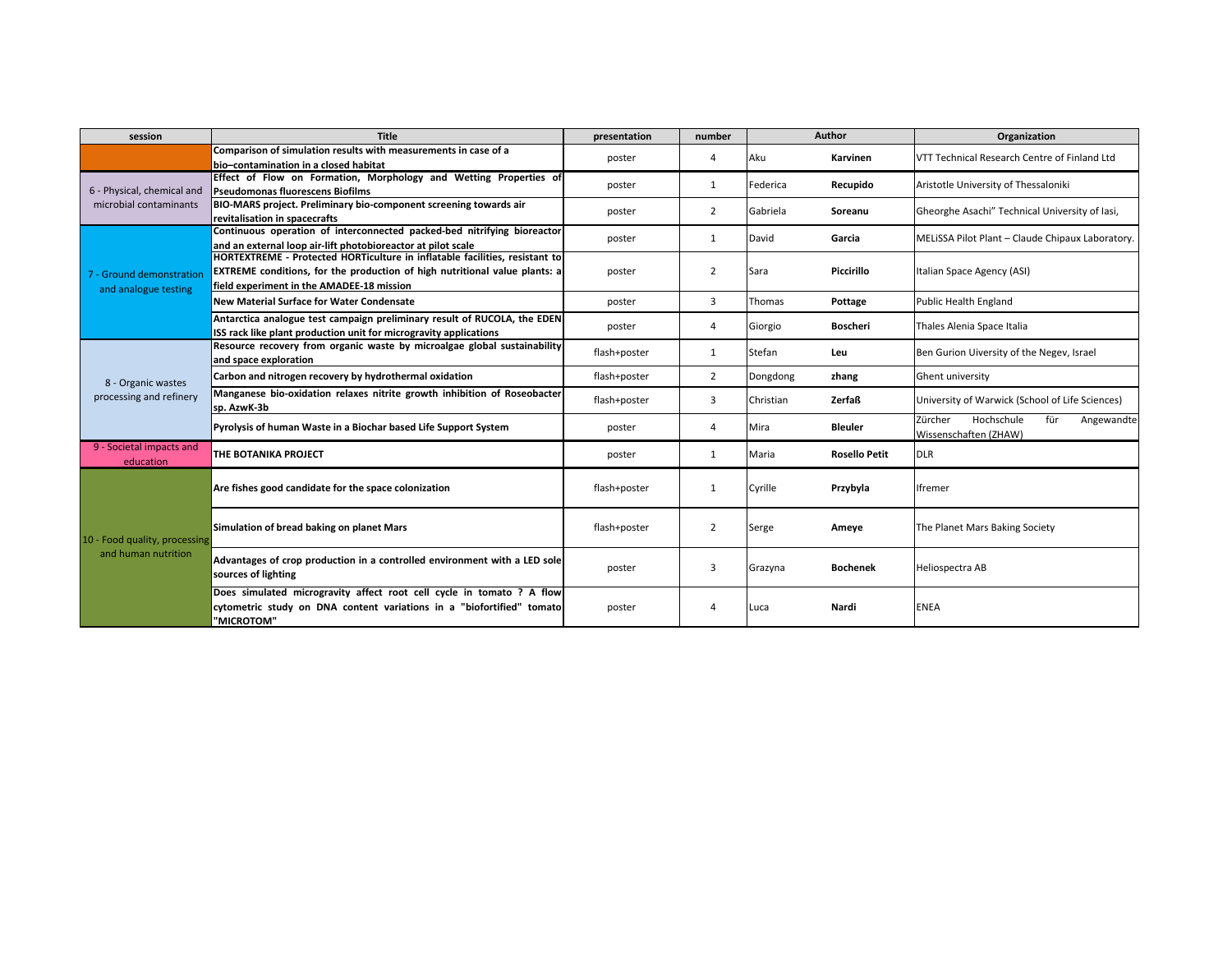| session | Title | presentation | number | Author | | Organization |
|---|---|---|---|---|---|---|
| | **Comparison of simulation results with measurements in case of a bio–contamination in a closed habitat** | poster | 4 | Aku | **Karvinen** | VTT Technical Research Centre of Finland Ltd |
| 6 - Physical, chemical and microbial contaminants | **Effect of Flow on Formation, Morphology and Wetting Properties of Pseudomonas fluorescens Biofilms** | poster | 1 | Federica | **Recupido** | Aristotle University of Thessaloniki |
| | **BIO-MARS project. Preliminary bio-component screening towards air revitalisation in spacecrafts** | poster | 2 | Gabriela | **Soreanu** | Gheorghe Asachi" Technical University of Iasi, |
| 7 - Ground demonstration and analogue testing | **Continuous operation of interconnected packed-bed nitrifying bioreactor and an external loop air-lift photobioreactor at pilot scale** | poster | 1 | David | **Garcia** | MELiSSA Pilot Plant – Claude Chipaux Laboratory. |
| | **HORTEXTREME - Protected HORTiculture in inflatable facilities, resistant to EXTREME conditions, for the production of high nutritional value plants: a field experiment in the AMADEE-18 mission** | poster | 2 | Sara | **Piccirillo** | Italian Space Agency (ASI) |
| | **New Material Surface for Water Condensate** | poster | 3 | Thomas | **Pottage** | Public Health England |
| | **Antarctica analogue test campaign preliminary result of RUCOLA, the EDEN ISS rack like plant production unit for microgravity applications** | poster | 4 | Giorgio | **Boscheri** | Thales Alenia Space Italia |
| 8 - Organic wastes processing and refinery | **Resource recovery from organic waste by microalgae global sustainability and space exploration** | flash+poster | 1 | Stefan | **Leu** | Ben Gurion Uiversity of the Negev, Israel |
| | **Carbon and nitrogen recovery by hydrothermal oxidation** | flash+poster | 2 | Dongdong | **zhang** | Ghent university |
| | **Manganese bio-oxidation relaxes nitrite growth inhibition of Roseobacter sp. AzwK-3b** | flash+poster | 3 | Christian | **Zerfaß** | University of Warwick (School of Life Sciences) |
| | **Pyrolysis of human Waste in a Biochar based Life Support System** | poster | 4 | Mira | **Bleuler** | Zürcher Hochschule für Angewandte Wissenschaften (ZHAW) |
| 9 - Societal impacts and education | **THE BOTANIKA PROJECT** | poster | 1 | Maria | **Rosello Petit** | DLR |
| 10 - Food quality, processing and human nutrition | **Are fishes good candidate for the space colonization** | flash+poster | 1 | Cyrille | **Przybyla** | Ifremer |
| | **Simulation of bread baking on planet Mars** | flash+poster | 2 | Serge | **Ameye** | The Planet Mars Baking Society |
| | **Advantages of crop production in a controlled environment with a LED sole sources of lighting** | poster | 3 | Grazyna | **Bochenek** | Heliospectra AB |
| | **Does simulated microgravity affect root cell cycle in tomato ? A flow cytometric study on DNA content variations in a "biofortified" tomato "MICROTOM"** | poster | 4 | Luca | **Nardi** | ENEA |